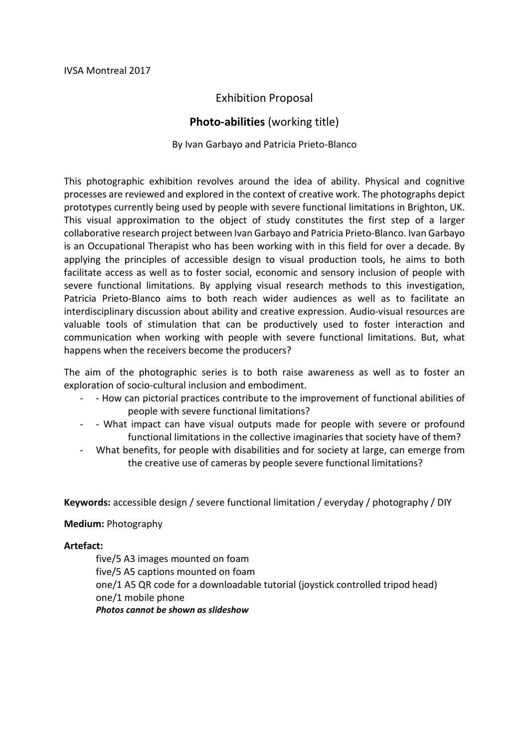IVSA Montreal 2017

# Exhibition Proposal

## **Photo-abilities** (working title)

By Ivan Garbayo and Patricia Prieto-Blanco

This photographic exhibition revolves around the idea of ability. Physical and cognitive processes are reviewed and explored in the context of creative work. The photographs depict prototypes currently being used by people with severe functional limitations in Brighton, UK. This visual approximation to the object of study constitutes the first step of a larger collaborative research project between Ivan Garbayo and Patricia Prieto-Blanco. Ivan Garbayo is an Occupational Therapist who has been working with in this field for over a decade. By applying the principles of accessible design to visual production tools, he aims to both facilitate access as well as to foster social, economic and sensory inclusion of people with severe functional limitations. By applying visual research methods to this investigation, Patricia Prieto-Blanco aims to both reach wider audiences as well as to facilitate an interdisciplinary discussion about ability and creative expression. Audio-visual resources are valuable tools of stimulation that can be productively used to foster interaction and communication when working with people with severe functional limitations. But, what happens when the receivers become the producers?

The aim of the photographic series is to both raise awareness as well as to foster an exploration of socio-cultural inclusion and embodiment.

- - How can pictorial practices contribute to the improvement of functional abilities of people with severe functional limitations?
- - What impact can have visual outputs made for people with severe or profound functional limitations in the collective imaginaries that society have of them?
- What benefits, for people with disabilities and for society at large, can emerge from the creative use of cameras by people severe functional limitations?

**Keywords:** accessible design / severe functional limitation / everyday / photography / DIY

**Medium:** Photography

**Artefact:**

five/5 A3 images mounted on foam
five/5 A5 captions mounted on foam
one/1 A5 QR code for a downloadable tutorial (joystick controlled tripod head)
one/1 mobile phone
***Photos cannot be shown as slideshow***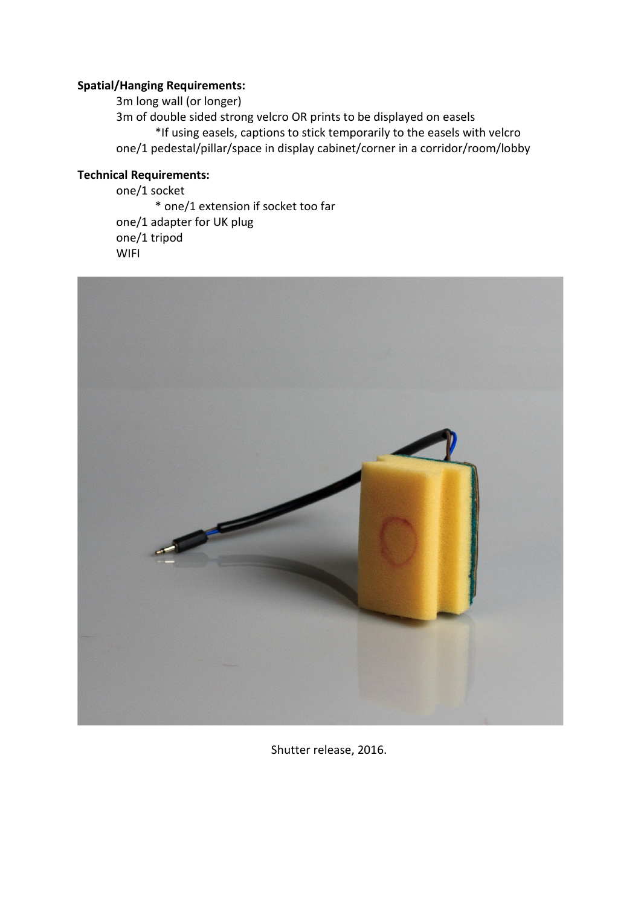**Spatial/Hanging Requirements:**

- 3m long wall (or longer)
- 3m of double sided strong velcro OR prints to be displayed on easels
  - *If using easels, captions to stick temporarily to the easels with velcro
- one/1 pedestal/pillar/space in display cabinet/corner in a corridor/room/lobby

**Technical Requirements:**

- one/1 socket
  - * one/1 extension if socket too far
- one/1 adapter for UK plug
- one/1 tripod
- WIFI

Shutter release, 2016.